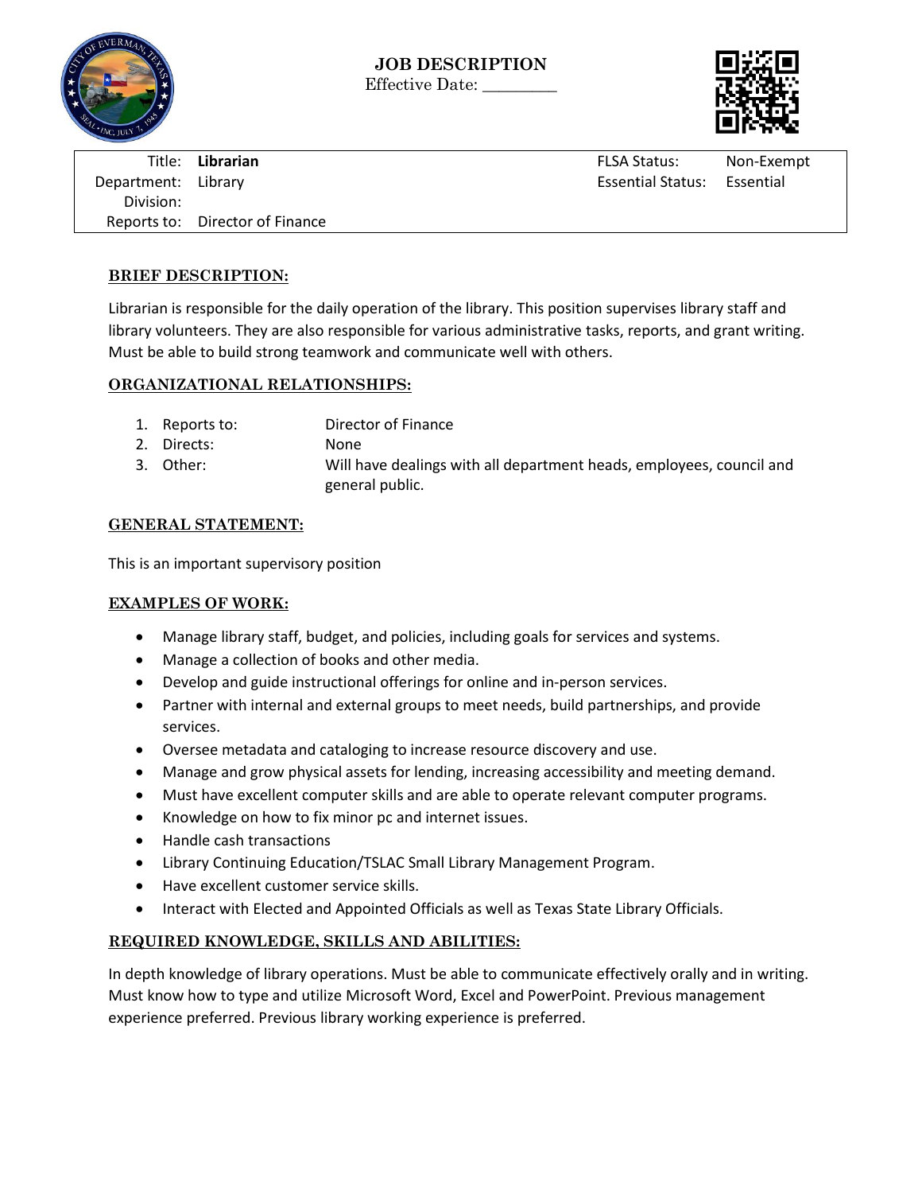# JOB DESCRIPTION

Effective Date: _________

| Title: | **Librarian** | FLSA Status: | Non-Exempt |
|---|---|---|---|
| Department: | Library | Essential Status: | Essential |
| Division: | | | |
| Reports to: | Director of Finance | | |

## BRIEF DESCRIPTION:

Librarian is responsible for the daily operation of the library. This position supervises library staff and library volunteers. They are also responsible for various administrative tasks, reports, and grant writing. Must be able to build strong teamwork and communicate well with others.

## ORGANIZATIONAL RELATIONSHIPS:

1. Reports to: Director of Finance
2. Directs: None
3. Other: Will have dealings with all department heads, employees, council and general public.

## GENERAL STATEMENT:

This is an important supervisory position

## EXAMPLES OF WORK:

- Manage library staff, budget, and policies, including goals for services and systems.
- Manage a collection of books and other media.
- Develop and guide instructional offerings for online and in-person services.
- Partner with internal and external groups to meet needs, build partnerships, and provide services.
- Oversee metadata and cataloging to increase resource discovery and use.
- Manage and grow physical assets for lending, increasing accessibility and meeting demand.
- Must have excellent computer skills and are able to operate relevant computer programs.
- Knowledge on how to fix minor pc and internet issues.
- Handle cash transactions
- Library Continuing Education/TSLAC Small Library Management Program.
- Have excellent customer service skills.
- Interact with Elected and Appointed Officials as well as Texas State Library Officials.

## REQUIRED KNOWLEDGE, SKILLS AND ABILITIES:

In depth knowledge of library operations. Must be able to communicate effectively orally and in writing. Must know how to type and utilize Microsoft Word, Excel and PowerPoint. Previous management experience preferred. Previous library working experience is preferred.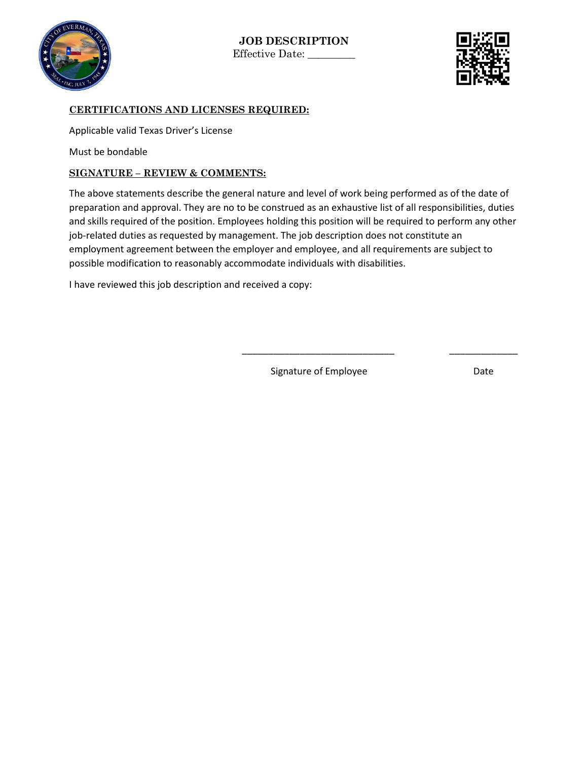**JOB DESCRIPTION**
Effective Date: _________

## CERTIFICATIONS AND LICENSES REQUIRED:

Applicable valid Texas Driver's License

Must be bondable

## SIGNATURE – REVIEW & COMMENTS:

The above statements describe the general nature and level of work being performed as of the date of preparation and approval. They are no to be construed as an exhaustive list of all responsibilities, duties and skills required of the position. Employees holding this position will be required to perform any other job-related duties as requested by management. The job description does not constitute an employment agreement between the employer and employee, and all requirements are subject to possible modification to reasonably accommodate individuals with disabilities.

I have reviewed this job description and received a copy:

_____________________________ _____________

Signature of Employee Date